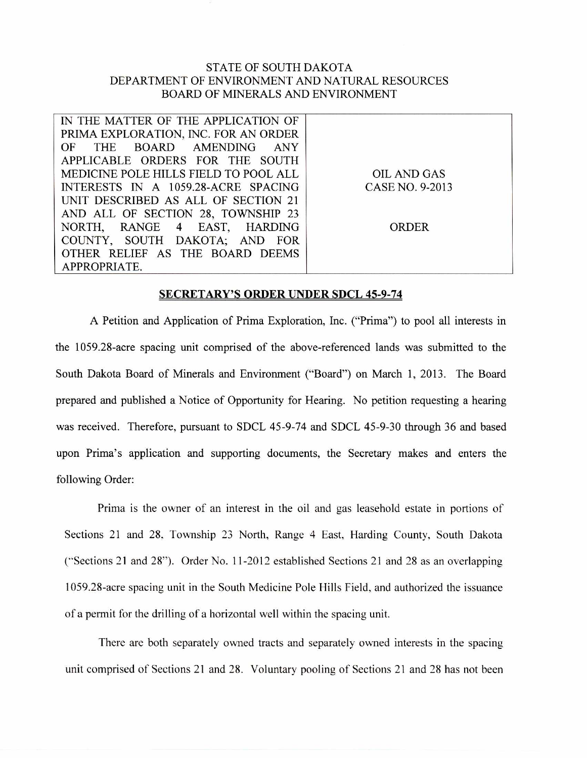STATE OF SOUTH DAKOTA
DEPARTMENT OF ENVIRONMENT AND NATURAL RESOURCES
BOARD OF MINERALS AND ENVIRONMENT

| IN THE MATTER OF THE APPLICATION OF PRIMA EXPLORATION, INC. FOR AN ORDER OF THE BOARD AMENDING ANY APPLICABLE ORDERS FOR THE SOUTH MEDICINE POLE HILLS FIELD TO POOL ALL INTERESTS IN A 1059.28-ACRE SPACING UNIT DESCRIBED AS ALL OF SECTION 21 AND ALL OF SECTION 28, TOWNSHIP 23 NORTH, RANGE 4 EAST, HARDING COUNTY, SOUTH DAKOTA; AND FOR OTHER RELIEF AS THE BOARD DEEMS APPROPRIATE. | OIL AND GAS CASE NO. 9-2013<br><br>ORDER |
|---|---|

**SECRETARY'S ORDER UNDER SDCL 45-9-74**

A Petition and Application of Prima Exploration, Inc. ("Prima") to pool all interests in the 1059.28-acre spacing unit comprised of the above-referenced lands was submitted to the South Dakota Board of Minerals and Environment ("Board") on March 1, 2013. The Board prepared and published a Notice of Opportunity for Hearing. No petition requesting a hearing was received. Therefore, pursuant to SDCL 45-9-74 and SDCL 45-9-30 through 36 and based upon Prima's application and supporting documents, the Secretary makes and enters the following Order:

Prima is the owner of an interest in the oil and gas leasehold estate in portions of Sections 21 and 28, Township 23 North, Range 4 East, Harding County, South Dakota ("Sections 21 and 28"). Order No. 11-2012 established Sections 21 and 28 as an overlapping 1059.28-acre spacing unit in the South Medicine Pole Hills Field, and authorized the issuance of a permit for the drilling of a horizontal well within the spacing unit.

There are both separately owned tracts and separately owned interests in the spacing unit comprised of Sections 21 and 28. Voluntary pooling of Sections 21 and 28 has not been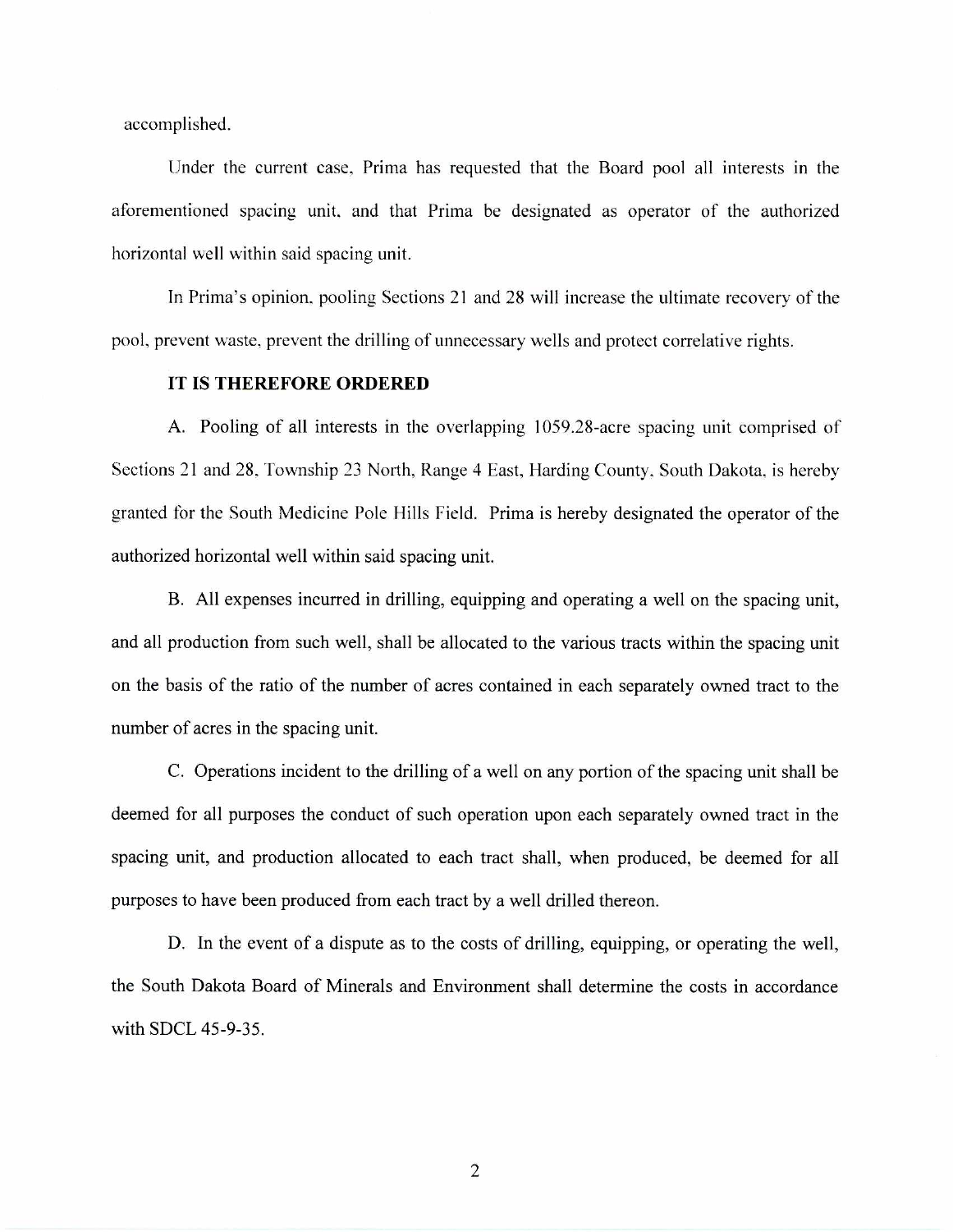accomplished.

Under the current case, Prima has requested that the Board pool all interests in the aforementioned spacing unit, and that Prima be designated as operator of the authorized horizontal well within said spacing unit.

In Prima's opinion, pooling Sections 21 and 28 will increase the ultimate recovery of the pool, prevent waste, prevent the drilling of unnecessary wells and protect correlative rights.

**IT IS THEREFORE ORDERED**

A. Pooling of all interests in the overlapping 1059.28-acre spacing unit comprised of Sections 21 and 28, Township 23 North, Range 4 East, Harding County, South Dakota, is hereby granted for the South Medicine Pole Hills Field. Prima is hereby designated the operator of the authorized horizontal well within said spacing unit.

B. All expenses incurred in drilling, equipping and operating a well on the spacing unit, and all production from such well, shall be allocated to the various tracts within the spacing unit on the basis of the ratio of the number of acres contained in each separately owned tract to the number of acres in the spacing unit.

C. Operations incident to the drilling of a well on any portion of the spacing unit shall be deemed for all purposes the conduct of such operation upon each separately owned tract in the spacing unit, and production allocated to each tract shall, when produced, be deemed for all purposes to have been produced from each tract by a well drilled thereon.

D. In the event of a dispute as to the costs of drilling, equipping, or operating the well, the South Dakota Board of Minerals and Environment shall determine the costs in accordance with SDCL 45-9-35.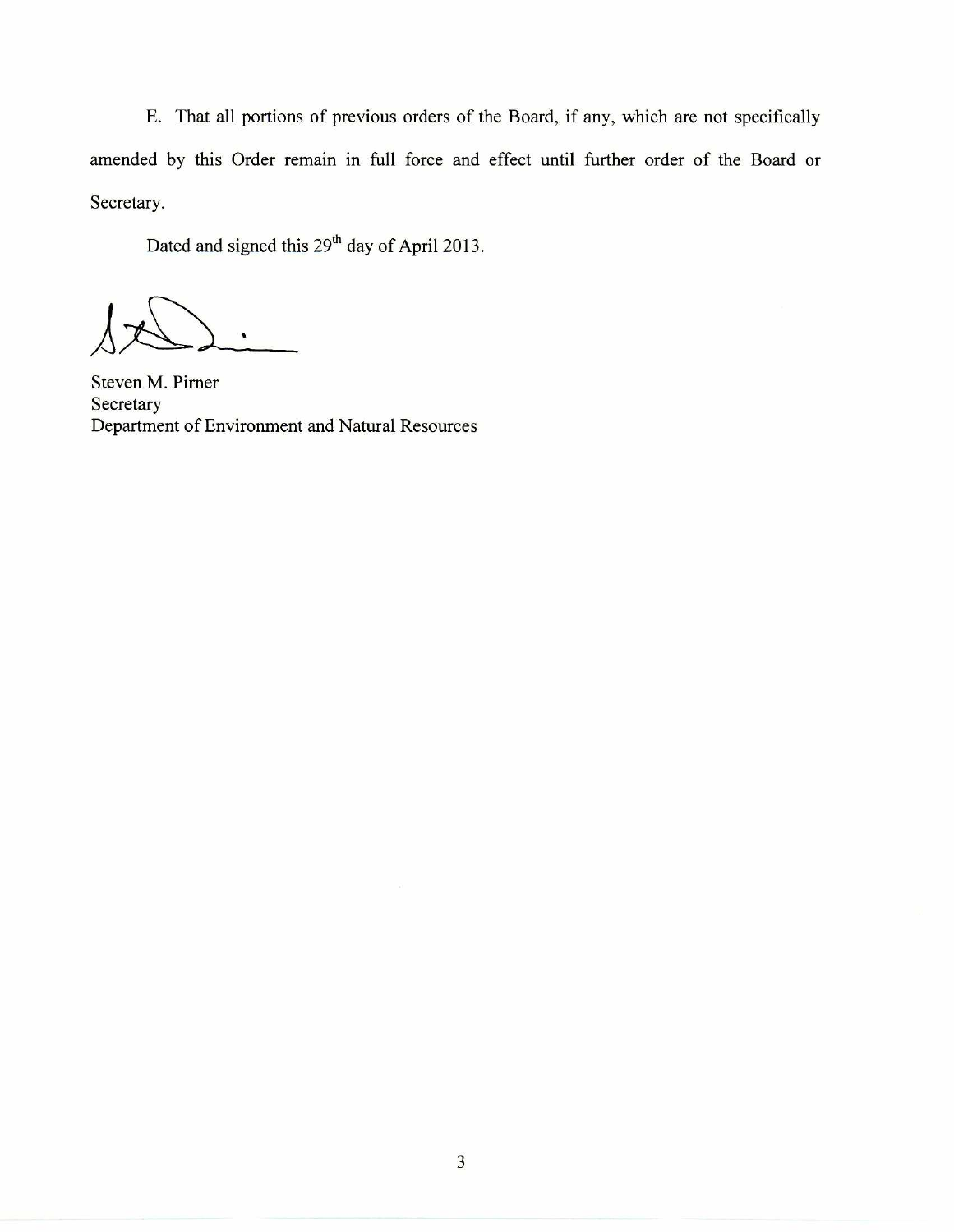E. That all portions of previous orders of the Board, if any, which are not specifically amended by this Order remain in full force and effect until further order of the Board or Secretary.

Dated and signed this 29th day of April 2013.

Steven M. Pirner
Secretary
Department of Environment and Natural Resources